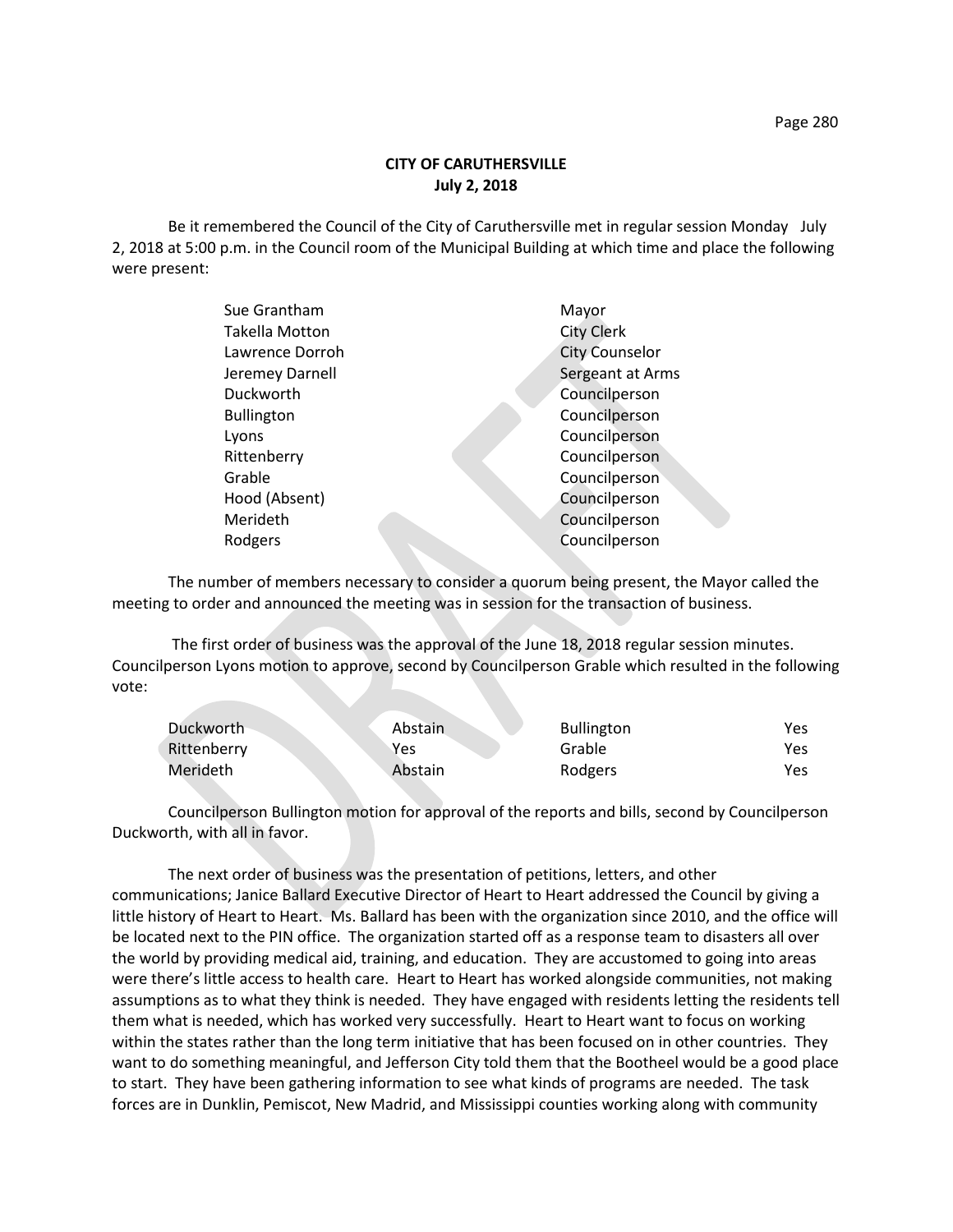# CITY OF CARUTHERSVILLE

## July 2, 2018

Be it remembered the Council of the City of Caruthersville met in regular session Monday July 2, 2018 at 5:00 p.m. in the Council room of the Municipal Building at which time and place the following were present:

| | |
|---|---|
| Sue Grantham | Mayor |
| Takella Motton | City Clerk |
| Lawrence Dorroh | City Counselor |
| Jeremey Darnell | Sergeant at Arms |
| Duckworth | Councilperson |
| Bullington | Councilperson |
| Lyons | Councilperson |
| Rittenberry | Councilperson |
| Grable | Councilperson |
| Hood (Absent) | Councilperson |
| Merideth | Councilperson |
| Rodgers | Councilperson |

The number of members necessary to consider a quorum being present, the Mayor called the meeting to order and announced the meeting was in session for the transaction of business.

The first order of business was the approval of the June 18, 2018 regular session minutes. Councilperson Lyons motion to approve, second by Councilperson Grable which resulted in the following vote:

| | | | |
|---|---|---|---|
| Duckworth | Abstain | Bullington | Yes |
| Rittenberry | Yes | Grable | Yes |
| Merideth | Abstain | Rodgers | Yes |

Councilperson Bullington motion for approval of the reports and bills, second by Councilperson Duckworth, with all in favor.

The next order of business was the presentation of petitions, letters, and other communications; Janice Ballard Executive Director of Heart to Heart addressed the Council by giving a little history of Heart to Heart. Ms. Ballard has been with the organization since 2010, and the office will be located next to the PIN office. The organization started off as a response team to disasters all over the world by providing medical aid, training, and education. They are accustomed to going into areas were there's little access to health care. Heart to Heart has worked alongside communities, not making assumptions as to what they think is needed. They have engaged with residents letting the residents tell them what is needed, which has worked very successfully. Heart to Heart want to focus on working within the states rather than the long term initiative that has been focused on in other countries. They want to do something meaningful, and Jefferson City told them that the Bootheel would be a good place to start. They have been gathering information to see what kinds of programs are needed. The task forces are in Dunklin, Pemiscot, New Madrid, and Mississippi counties working along with community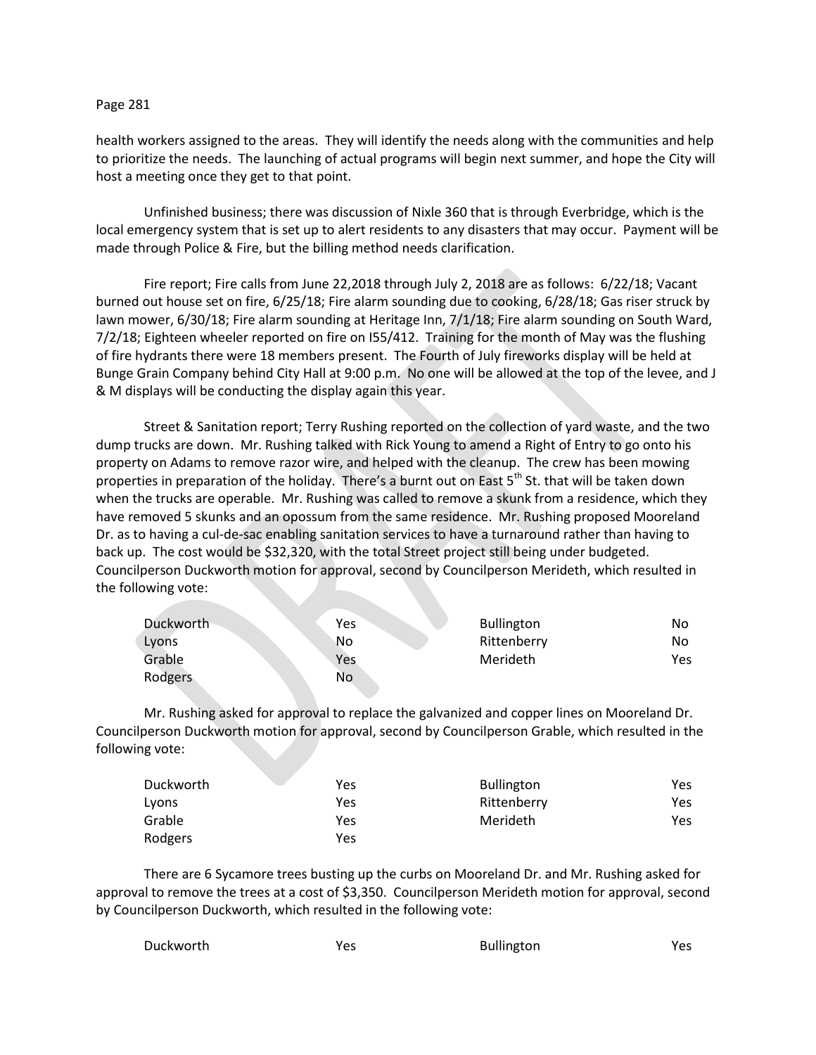health workers assigned to the areas. They will identify the needs along with the communities and help to prioritize the needs. The launching of actual programs will begin next summer, and hope the City will host a meeting once they get to that point.

Unfinished business; there was discussion of Nixle 360 that is through Everbridge, which is the local emergency system that is set up to alert residents to any disasters that may occur. Payment will be made through Police & Fire, but the billing method needs clarification.

Fire report; Fire calls from June 22,2018 through July 2, 2018 are as follows: 6/22/18; Vacant burned out house set on fire, 6/25/18; Fire alarm sounding due to cooking, 6/28/18; Gas riser struck by lawn mower, 6/30/18; Fire alarm sounding at Heritage Inn, 7/1/18; Fire alarm sounding on South Ward, 7/2/18; Eighteen wheeler reported on fire on I55/412. Training for the month of May was the flushing of fire hydrants there were 18 members present. The Fourth of July fireworks display will be held at Bunge Grain Company behind City Hall at 9:00 p.m. No one will be allowed at the top of the levee, and J & M displays will be conducting the display again this year.

Street & Sanitation report; Terry Rushing reported on the collection of yard waste, and the two dump trucks are down. Mr. Rushing talked with Rick Young to amend a Right of Entry to go onto his property on Adams to remove razor wire, and helped with the cleanup. The crew has been mowing properties in preparation of the holiday. There's a burnt out on East 5th St. that will be taken down when the trucks are operable. Mr. Rushing was called to remove a skunk from a residence, which they have removed 5 skunks and an opossum from the same residence. Mr. Rushing proposed Mooreland Dr. as to having a cul-de-sac enabling sanitation services to have a turnaround rather than having to back up. The cost would be $32,320, with the total Street project still being under budgeted. Councilperson Duckworth motion for approval, second by Councilperson Merideth, which resulted in the following vote:

| | | | |
|---|---|---|---|
| Duckworth | Yes | Bullington | No |
| Lyons | No | Rittenberry | No |
| Grable | Yes | Merideth | Yes |
| Rodgers | No | | |

Mr. Rushing asked for approval to replace the galvanized and copper lines on Mooreland Dr. Councilperson Duckworth motion for approval, second by Councilperson Grable, which resulted in the following vote:

| | | | |
|---|---|---|---|
| Duckworth | Yes | Bullington | Yes |
| Lyons | Yes | Rittenberry | Yes |
| Grable | Yes | Merideth | Yes |
| Rodgers | Yes | | |

There are 6 Sycamore trees busting up the curbs on Mooreland Dr. and Mr. Rushing asked for approval to remove the trees at a cost of $3,350. Councilperson Merideth motion for approval, second by Councilperson Duckworth, which resulted in the following vote:

| | | | |
|---|---|---|---|
| Duckworth | Yes | Bullington | Yes |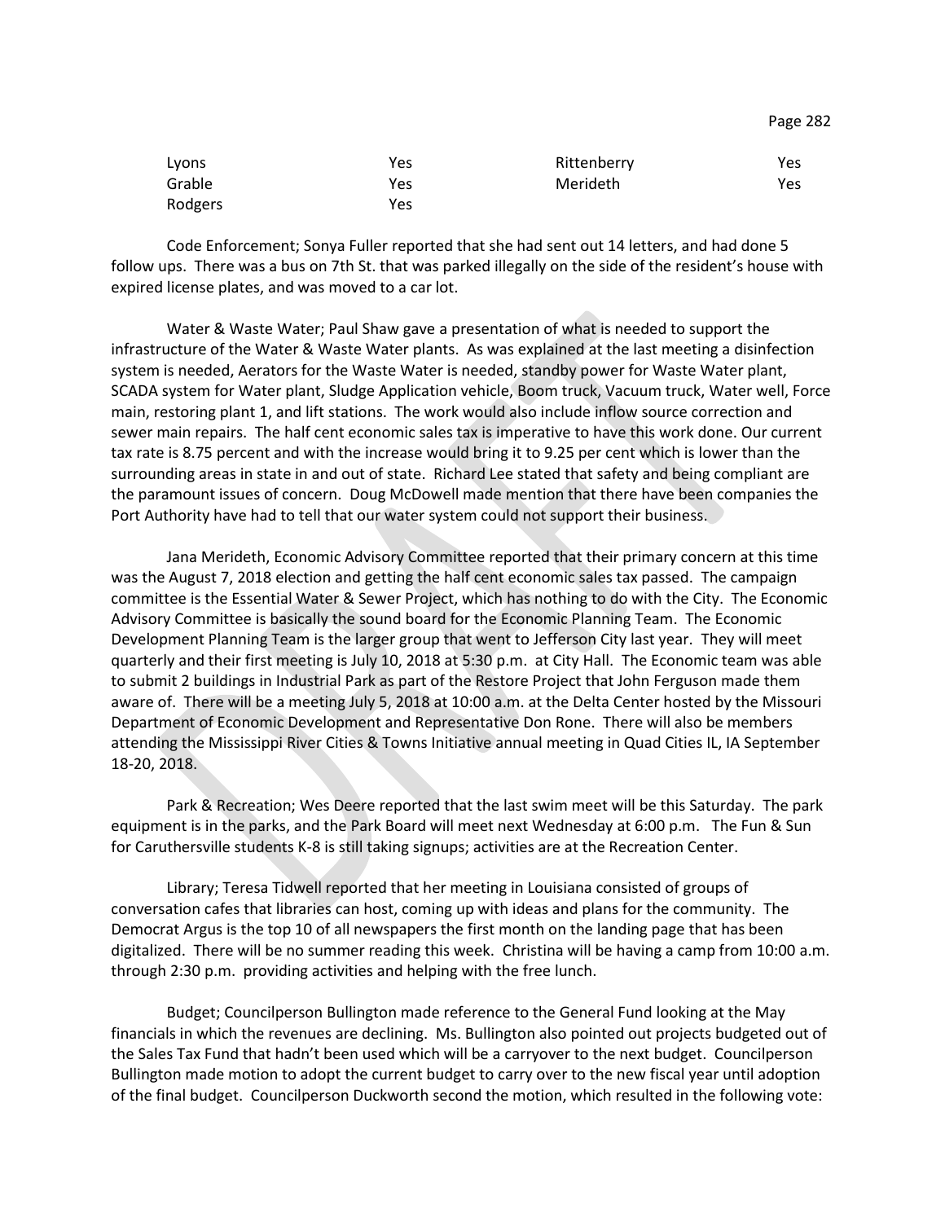| | | | |
|---|---|---|---|
| Lyons | Yes | Rittenberry | Yes |
| Grable | Yes | Merideth | Yes |
| Rodgers | Yes | | |

Code Enforcement; Sonya Fuller reported that she had sent out 14 letters, and had done 5 follow ups. There was a bus on 7th St. that was parked illegally on the side of the resident's house with expired license plates, and was moved to a car lot.

Water & Waste Water; Paul Shaw gave a presentation of what is needed to support the infrastructure of the Water & Waste Water plants. As was explained at the last meeting a disinfection system is needed, Aerators for the Waste Water is needed, standby power for Waste Water plant, SCADA system for Water plant, Sludge Application vehicle, Boom truck, Vacuum truck, Water well, Force main, restoring plant 1, and lift stations. The work would also include inflow source correction and sewer main repairs. The half cent economic sales tax is imperative to have this work done. Our current tax rate is 8.75 percent and with the increase would bring it to 9.25 per cent which is lower than the surrounding areas in state in and out of state. Richard Lee stated that safety and being compliant are the paramount issues of concern. Doug McDowell made mention that there have been companies the Port Authority have had to tell that our water system could not support their business.

Jana Merideth, Economic Advisory Committee reported that their primary concern at this time was the August 7, 2018 election and getting the half cent economic sales tax passed. The campaign committee is the Essential Water & Sewer Project, which has nothing to do with the City. The Economic Advisory Committee is basically the sound board for the Economic Planning Team. The Economic Development Planning Team is the larger group that went to Jefferson City last year. They will meet quarterly and their first meeting is July 10, 2018 at 5:30 p.m. at City Hall. The Economic team was able to submit 2 buildings in Industrial Park as part of the Restore Project that John Ferguson made them aware of. There will be a meeting July 5, 2018 at 10:00 a.m. at the Delta Center hosted by the Missouri Department of Economic Development and Representative Don Rone. There will also be members attending the Mississippi River Cities & Towns Initiative annual meeting in Quad Cities IL, IA September 18-20, 2018.

Park & Recreation; Wes Deere reported that the last swim meet will be this Saturday. The park equipment is in the parks, and the Park Board will meet next Wednesday at 6:00 p.m. The Fun & Sun for Caruthersville students K-8 is still taking signups; activities are at the Recreation Center.

Library; Teresa Tidwell reported that her meeting in Louisiana consisted of groups of conversation cafes that libraries can host, coming up with ideas and plans for the community. The Democrat Argus is the top 10 of all newspapers the first month on the landing page that has been digitalized. There will be no summer reading this week. Christina will be having a camp from 10:00 a.m. through 2:30 p.m. providing activities and helping with the free lunch.

Budget; Councilperson Bullington made reference to the General Fund looking at the May financials in which the revenues are declining. Ms. Bullington also pointed out projects budgeted out of the Sales Tax Fund that hadn't been used which will be a carryover to the next budget. Councilperson Bullington made motion to adopt the current budget to carry over to the new fiscal year until adoption of the final budget. Councilperson Duckworth second the motion, which resulted in the following vote: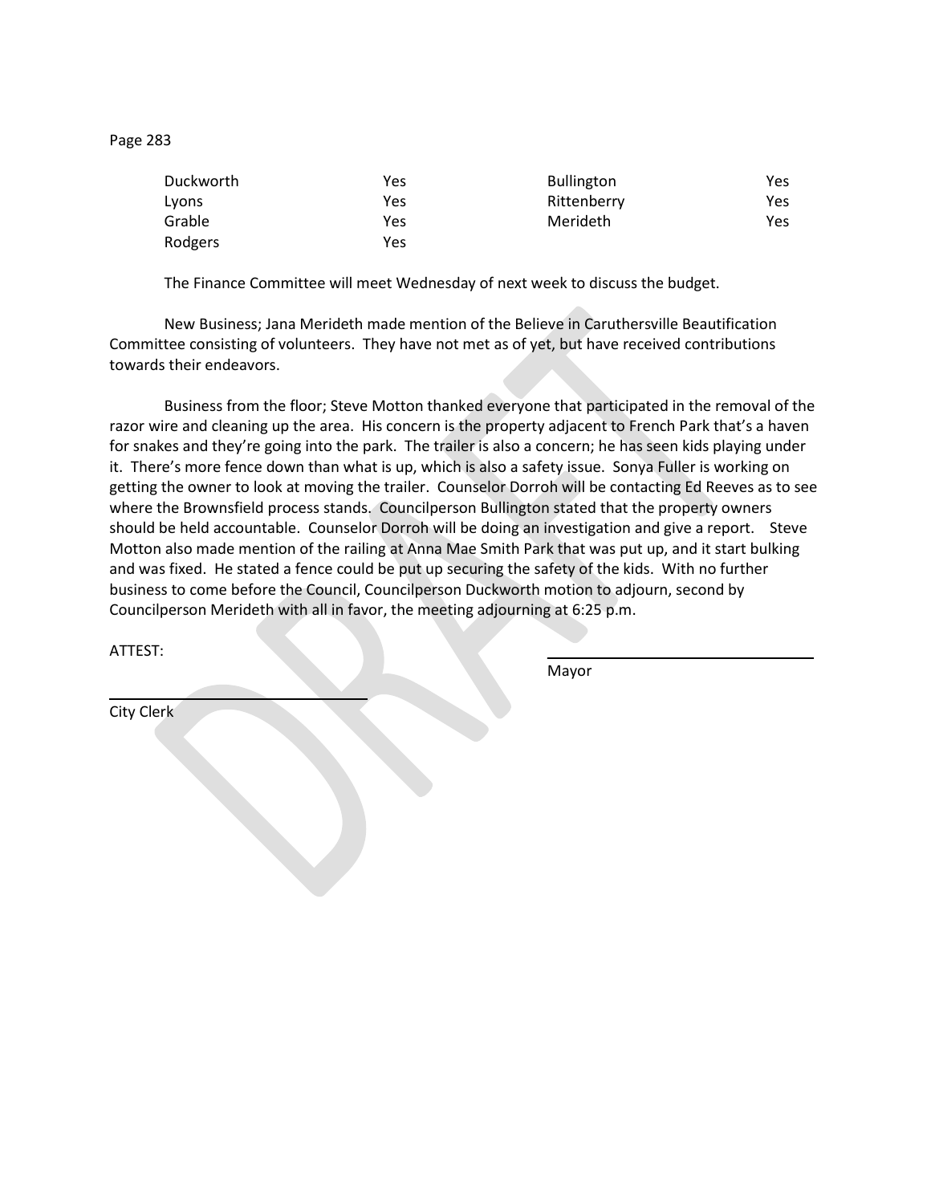| | | | |
|---|---|---|---|
| Duckworth | Yes | Bullington | Yes |
| Lyons | Yes | Rittenberry | Yes |
| Grable | Yes | Merideth | Yes |
| Rodgers | Yes | | |

The Finance Committee will meet Wednesday of next week to discuss the budget.

New Business; Jana Merideth made mention of the Believe in Caruthersville Beautification Committee consisting of volunteers. They have not met as of yet, but have received contributions towards their endeavors.

Business from the floor; Steve Motton thanked everyone that participated in the removal of the razor wire and cleaning up the area. His concern is the property adjacent to French Park that's a haven for snakes and they're going into the park. The trailer is also a concern; he has seen kids playing under it. There's more fence down than what is up, which is also a safety issue. Sonya Fuller is working on getting the owner to look at moving the trailer. Counselor Dorroh will be contacting Ed Reeves as to see where the Brownsfield process stands. Councilperson Bullington stated that the property owners should be held accountable. Counselor Dorroh will be doing an investigation and give a report. Steve Motton also made mention of the railing at Anna Mae Smith Park that was put up, and it start bulking and was fixed. He stated a fence could be put up securing the safety of the kids. With no further business to come before the Council, Councilperson Duckworth motion to adjourn, second by Councilperson Merideth with all in favor, the meeting adjourning at 6:25 p.m.

ATTEST:

\_\_\_\_\_\_\_\_\_\_\_\_\_\_\_\_\_\_\_\_\_\_\_\_\_\_\_\_\_\_
Mayor

\_\_\_\_\_\_\_\_\_\_\_\_\_\_\_\_\_\_\_\_\_\_\_\_\_\_\_\_\_\_
City Clerk